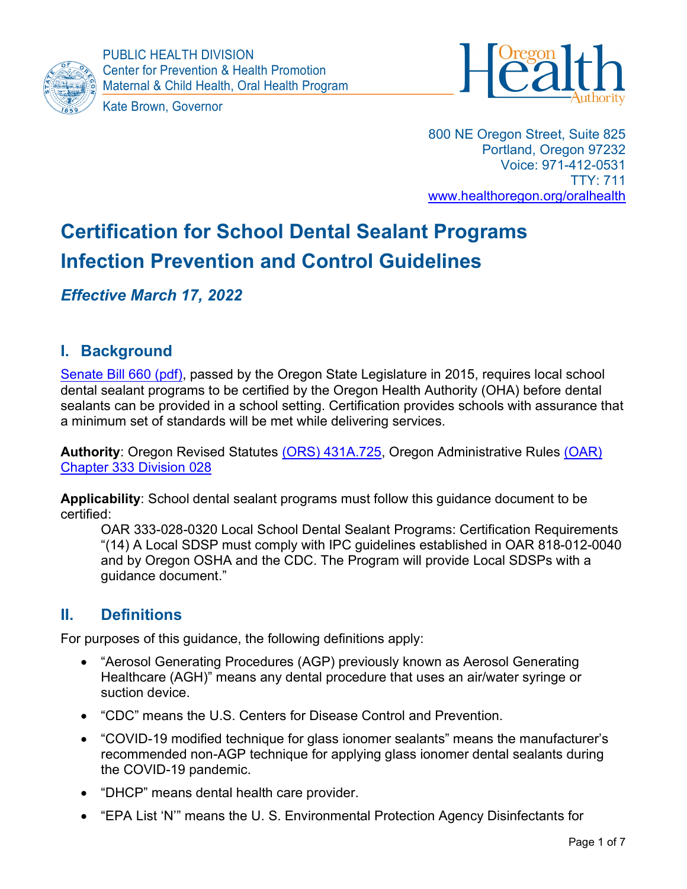PUBLIC HEALTH DIVISION
Center for Prevention & Health Promotion
Maternal & Child Health, Oral Health Program

Kate Brown, Governor

800 NE Oregon Street, Suite 825
Portland, Oregon 97232
Voice: 971-412-0531
TTY: 711
www.healthoregon.org/oralhealth

# Certification for School Dental Sealant Programs Infection Prevention and Control Guidelines

***Effective March 17, 2022***

## I. Background

Senate Bill 660 (pdf), passed by the Oregon State Legislature in 2015, requires local school dental sealant programs to be certified by the Oregon Health Authority (OHA) before dental sealants can be provided in a school setting. Certification provides schools with assurance that a minimum set of standards will be met while delivering services.

**Authority**: Oregon Revised Statutes (ORS) 431A.725, Oregon Administrative Rules (OAR) Chapter 333 Division 028

**Applicability**: School dental sealant programs must follow this guidance document to be certified:

> OAR 333-028-0320 Local School Dental Sealant Programs: Certification Requirements "(14) A Local SDSP must comply with IPC guidelines established in OAR 818-012-0040 and by Oregon OSHA and the CDC. The Program will provide Local SDSPs with a guidance document."

## II. Definitions

For purposes of this guidance, the following definitions apply:

- "Aerosol Generating Procedures (AGP) previously known as Aerosol Generating Healthcare (AGH)" means any dental procedure that uses an air/water syringe or suction device.
- "CDC" means the U.S. Centers for Disease Control and Prevention.
- "COVID-19 modified technique for glass ionomer sealants" means the manufacturer's recommended non-AGP technique for applying glass ionomer dental sealants during the COVID-19 pandemic.
- "DHCP" means dental health care provider.
- "EPA List 'N'" means the U. S. Environmental Protection Agency Disinfectants for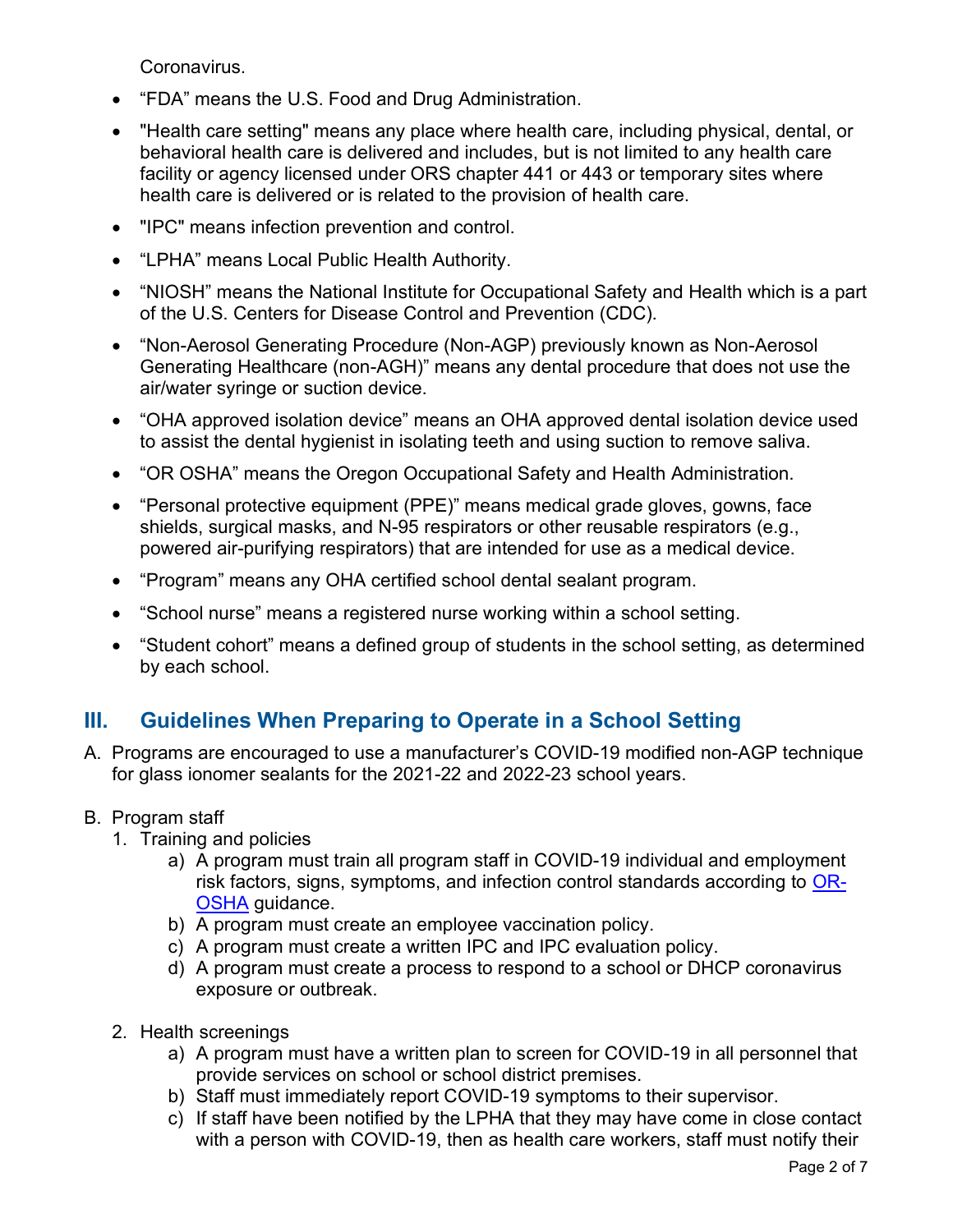Coronavirus.

- “FDA” means the U.S. Food and Drug Administration.
- "Health care setting" means any place where health care, including physical, dental, or behavioral health care is delivered and includes, but is not limited to any health care facility or agency licensed under ORS chapter 441 or 443 or temporary sites where health care is delivered or is related to the provision of health care.
- "IPC" means infection prevention and control.
- “LPHA” means Local Public Health Authority.
- “NIOSH” means the National Institute for Occupational Safety and Health which is a part of the U.S. Centers for Disease Control and Prevention (CDC).
- “Non-Aerosol Generating Procedure (Non-AGP) previously known as Non-Aerosol Generating Healthcare (non-AGH)” means any dental procedure that does not use the air/water syringe or suction device.
- “OHA approved isolation device” means an OHA approved dental isolation device used to assist the dental hygienist in isolating teeth and using suction to remove saliva.
- “OR OSHA” means the Oregon Occupational Safety and Health Administration.
- “Personal protective equipment (PPE)” means medical grade gloves, gowns, face shields, surgical masks, and N-95 respirators or other reusable respirators (e.g., powered air-purifying respirators) that are intended for use as a medical device.
- “Program” means any OHA certified school dental sealant program.
- “School nurse” means a registered nurse working within a school setting.
- “Student cohort” means a defined group of students in the school setting, as determined by each school.

## III. Guidelines When Preparing to Operate in a School Setting

A. Programs are encouraged to use a manufacturer’s COVID-19 modified non-AGP technique for glass ionomer sealants for the 2021-22 and 2022-23 school years.

B. Program staff

1. Training and policies
    a) A program must train all program staff in COVID-19 individual and employment risk factors, signs, symptoms, and infection control standards according to OR-OSHA guidance.
    b) A program must create an employee vaccination policy.
    c) A program must create a written IPC and IPC evaluation policy.
    d) A program must create a process to respond to a school or DHCP coronavirus exposure or outbreak.

2. Health screenings
    a) A program must have a written plan to screen for COVID-19 in all personnel that provide services on school or school district premises.
    b) Staff must immediately report COVID-19 symptoms to their supervisor.
    c) If staff have been notified by the LPHA that they may have come in close contact with a person with COVID-19, then as health care workers, staff must notify their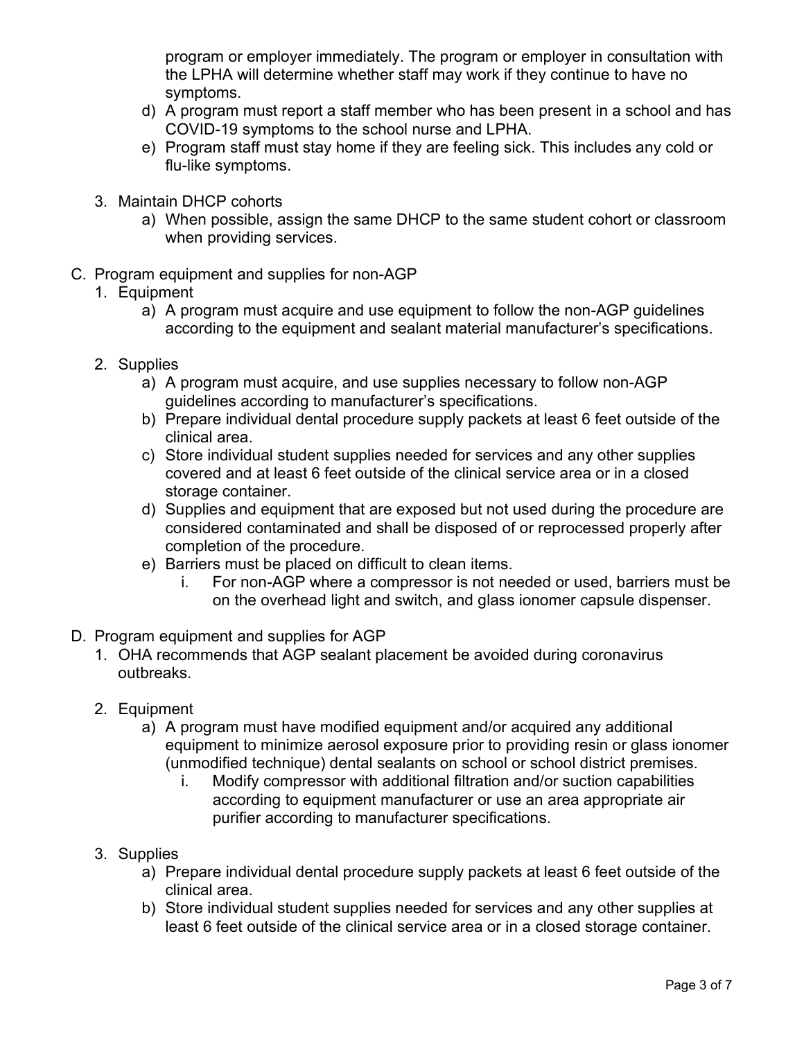program or employer immediately. The program or employer in consultation with the LPHA will determine whether staff may work if they continue to have no symptoms.

d) A program must report a staff member who has been present in a school and has COVID-19 symptoms to the school nurse and LPHA.

e) Program staff must stay home if they are feeling sick. This includes any cold or flu-like symptoms.

3. Maintain DHCP cohorts
   a) When possible, assign the same DHCP to the same student cohort or classroom when providing services.

C. Program equipment and supplies for non-AGP

1. Equipment
   a) A program must acquire and use equipment to follow the non-AGP guidelines according to the equipment and sealant material manufacturer's specifications.

2. Supplies
   a) A program must acquire, and use supplies necessary to follow non-AGP guidelines according to manufacturer's specifications.
   b) Prepare individual dental procedure supply packets at least 6 feet outside of the clinical area.
   c) Store individual student supplies needed for services and any other supplies covered and at least 6 feet outside of the clinical service area or in a closed storage container.
   d) Supplies and equipment that are exposed but not used during the procedure are considered contaminated and shall be disposed of or reprocessed properly after completion of the procedure.
   e) Barriers must be placed on difficult to clean items.
      i. For non-AGP where a compressor is not needed or used, barriers must be on the overhead light and switch, and glass ionomer capsule dispenser.

D. Program equipment and supplies for AGP

1. OHA recommends that AGP sealant placement be avoided during coronavirus outbreaks.

2. Equipment
   a) A program must have modified equipment and/or acquired any additional equipment to minimize aerosol exposure prior to providing resin or glass ionomer (unmodified technique) dental sealants on school or school district premises.
      i. Modify compressor with additional filtration and/or suction capabilities according to equipment manufacturer or use an area appropriate air purifier according to manufacturer specifications.

3. Supplies
   a) Prepare individual dental procedure supply packets at least 6 feet outside of the clinical area.
   b) Store individual student supplies needed for services and any other supplies at least 6 feet outside of the clinical service area or in a closed storage container.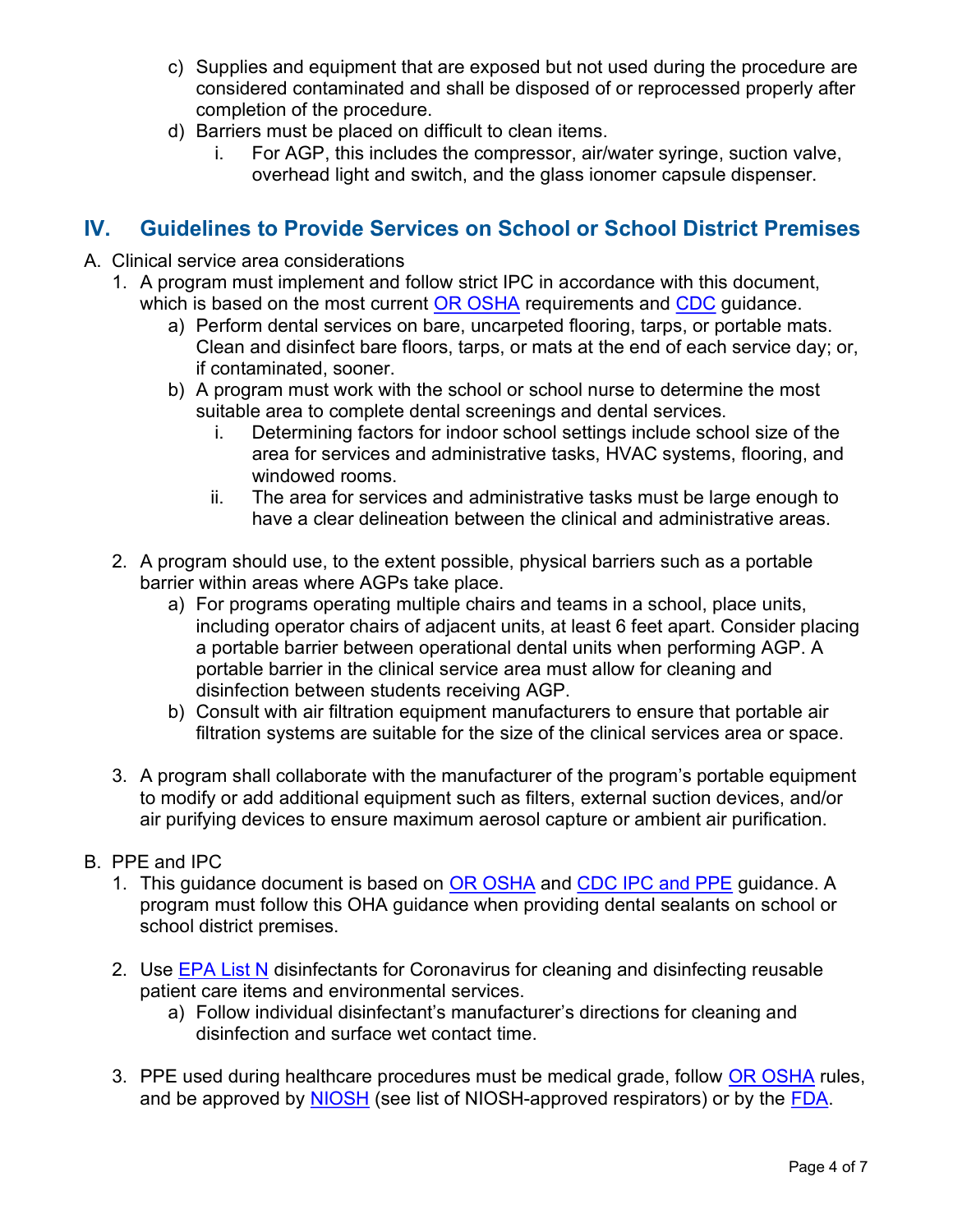c) Supplies and equipment that are exposed but not used during the procedure are considered contaminated and shall be disposed of or reprocessed properly after completion of the procedure.

d) Barriers must be placed on difficult to clean items.

   i. For AGP, this includes the compressor, air/water syringe, suction valve, overhead light and switch, and the glass ionomer capsule dispenser.

## IV. Guidelines to Provide Services on School or School District Premises

A. Clinical service area considerations

1. A program must implement and follow strict IPC in accordance with this document, which is based on the most current OR OSHA requirements and CDC guidance.

   a) Perform dental services on bare, uncarpeted flooring, tarps, or portable mats. Clean and disinfect bare floors, tarps, or mats at the end of each service day; or, if contaminated, sooner.

   b) A program must work with the school or school nurse to determine the most suitable area to complete dental screenings and dental services.

      i. Determining factors for indoor school settings include school size of the area for services and administrative tasks, HVAC systems, flooring, and windowed rooms.

      ii. The area for services and administrative tasks must be large enough to have a clear delineation between the clinical and administrative areas.

2. A program should use, to the extent possible, physical barriers such as a portable barrier within areas where AGPs take place.

   a) For programs operating multiple chairs and teams in a school, place units, including operator chairs of adjacent units, at least 6 feet apart. Consider placing a portable barrier between operational dental units when performing AGP. A portable barrier in the clinical service area must allow for cleaning and disinfection between students receiving AGP.

   b) Consult with air filtration equipment manufacturers to ensure that portable air filtration systems are suitable for the size of the clinical services area or space.

3. A program shall collaborate with the manufacturer of the program's portable equipment to modify or add additional equipment such as filters, external suction devices, and/or air purifying devices to ensure maximum aerosol capture or ambient air purification.

B. PPE and IPC

1. This guidance document is based on OR OSHA and CDC IPC and PPE guidance. A program must follow this OHA guidance when providing dental sealants on school or school district premises.

2. Use EPA List N disinfectants for Coronavirus for cleaning and disinfecting reusable patient care items and environmental services.

   a) Follow individual disinfectant's manufacturer's directions for cleaning and disinfection and surface wet contact time.

3. PPE used during healthcare procedures must be medical grade, follow OR OSHA rules, and be approved by NIOSH (see list of NIOSH-approved respirators) or by the FDA.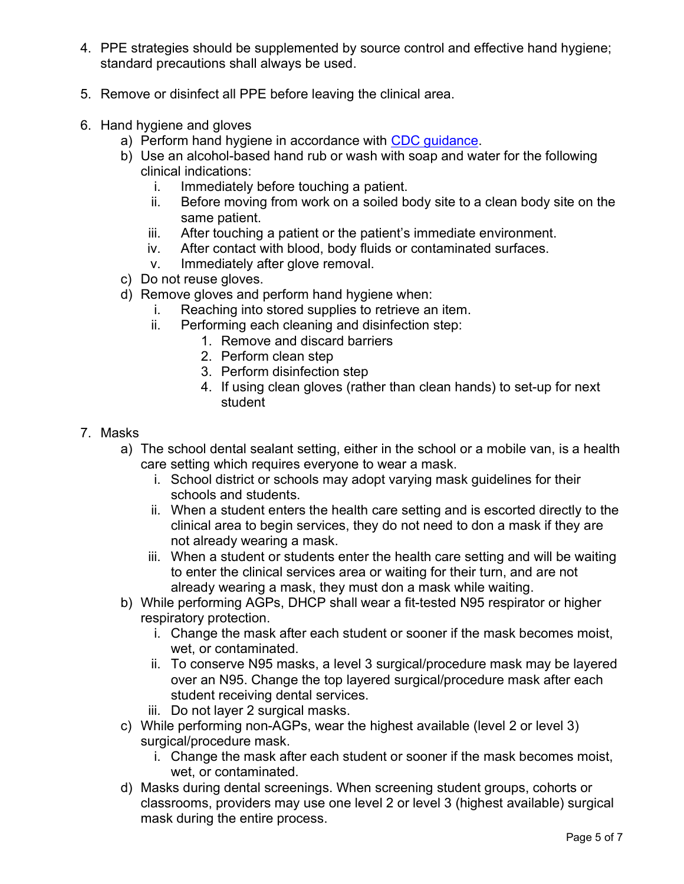4. PPE strategies should be supplemented by source control and effective hand hygiene; standard precautions shall always be used.

5. Remove or disinfect all PPE before leaving the clinical area.

6. Hand hygiene and gloves
   a) Perform hand hygiene in accordance with CDC guidance.
   b) Use an alcohol-based hand rub or wash with soap and water for the following clinical indications:
      i. Immediately before touching a patient.
      ii. Before moving from work on a soiled body site to a clean body site on the same patient.
      iii. After touching a patient or the patient's immediate environment.
      iv. After contact with blood, body fluids or contaminated surfaces.
      v. Immediately after glove removal.
   c) Do not reuse gloves.
   d) Remove gloves and perform hand hygiene when:
      i. Reaching into stored supplies to retrieve an item.
      ii. Performing each cleaning and disinfection step:
         1. Remove and discard barriers
         2. Perform clean step
         3. Perform disinfection step
         4. If using clean gloves (rather than clean hands) to set-up for next student

7. Masks
   a) The school dental sealant setting, either in the school or a mobile van, is a health care setting which requires everyone to wear a mask.
      i. School district or schools may adopt varying mask guidelines for their schools and students.
      ii. When a student enters the health care setting and is escorted directly to the clinical area to begin services, they do not need to don a mask if they are not already wearing a mask.
      iii. When a student or students enter the health care setting and will be waiting to enter the clinical services area or waiting for their turn, and are not already wearing a mask, they must don a mask while waiting.
   b) While performing AGPs, DHCP shall wear a fit-tested N95 respirator or higher respiratory protection.
      i. Change the mask after each student or sooner if the mask becomes moist, wet, or contaminated.
      ii. To conserve N95 masks, a level 3 surgical/procedure mask may be layered over an N95. Change the top layered surgical/procedure mask after each student receiving dental services.
      iii. Do not layer 2 surgical masks.
   c) While performing non-AGPs, wear the highest available (level 2 or level 3) surgical/procedure mask.
      i. Change the mask after each student or sooner if the mask becomes moist, wet, or contaminated.
   d) Masks during dental screenings. When screening student groups, cohorts or classrooms, providers may use one level 2 or level 3 (highest available) surgical mask during the entire process.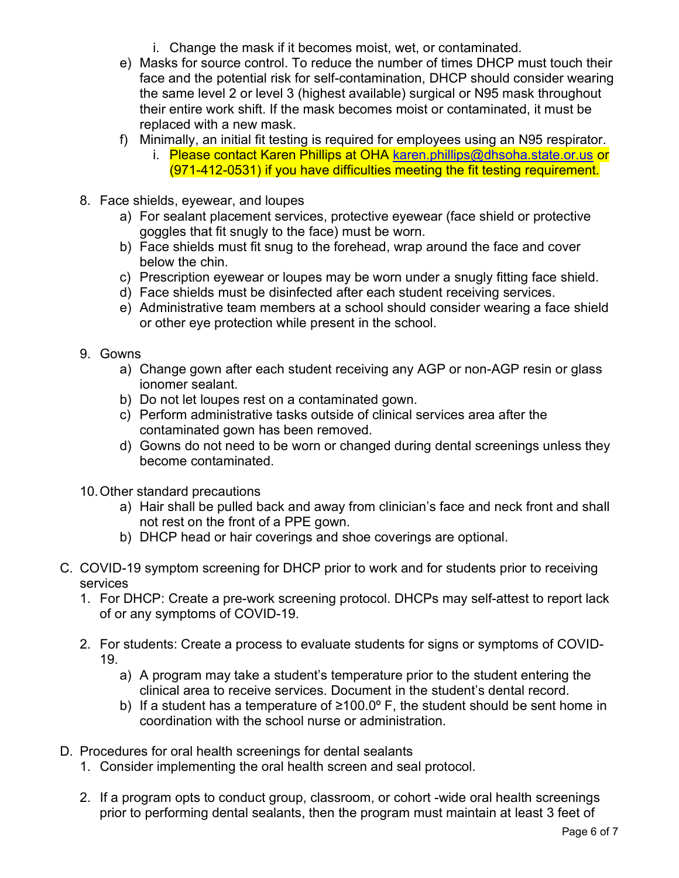i. Change the mask if it becomes moist, wet, or contaminated.

e) Masks for source control. To reduce the number of times DHCP must touch their face and the potential risk for self-contamination, DHCP should consider wearing the same level 2 or level 3 (highest available) surgical or N95 mask throughout their entire work shift. If the mask becomes moist or contaminated, it must be replaced with a new mask.

f) Minimally, an initial fit testing is required for employees using an N95 respirator.

   i. Please contact Karen Phillips at OHA [karen.phillips@dhsoha.state.or.us](mailto:karen.phillips@dhsoha.state.or.us) or (971-412-0531) if you have difficulties meeting the fit testing requirement.

8. Face shields, eyewear, and loupes
   a) For sealant placement services, protective eyewear (face shield or protective goggles that fit snugly to the face) must be worn.
   b) Face shields must fit snug to the forehead, wrap around the face and cover below the chin.
   c) Prescription eyewear or loupes may be worn under a snugly fitting face shield.
   d) Face shields must be disinfected after each student receiving services.
   e) Administrative team members at a school should consider wearing a face shield or other eye protection while present in the school.

9. Gowns
   a) Change gown after each student receiving any AGP or non-AGP resin or glass ionomer sealant.
   b) Do not let loupes rest on a contaminated gown.
   c) Perform administrative tasks outside of clinical services area after the contaminated gown has been removed.
   d) Gowns do not need to be worn or changed during dental screenings unless they become contaminated.

10. Other standard precautions
   a) Hair shall be pulled back and away from clinician's face and neck front and shall not rest on the front of a PPE gown.
   b) DHCP head or hair coverings and shoe coverings are optional.

C. COVID-19 symptom screening for DHCP prior to work and for students prior to receiving services

1. For DHCP: Create a pre-work screening protocol. DHCPs may self-attest to report lack of or any symptoms of COVID-19.

2. For students: Create a process to evaluate students for signs or symptoms of COVID-19.
   a) A program may take a student's temperature prior to the student entering the clinical area to receive services. Document in the student's dental record.
   b) If a student has a temperature of ≥100.0º F, the student should be sent home in coordination with the school nurse or administration.

D. Procedures for oral health screenings for dental sealants

1. Consider implementing the oral health screen and seal protocol.

2. If a program opts to conduct group, classroom, or cohort -wide oral health screenings prior to performing dental sealants, then the program must maintain at least 3 feet of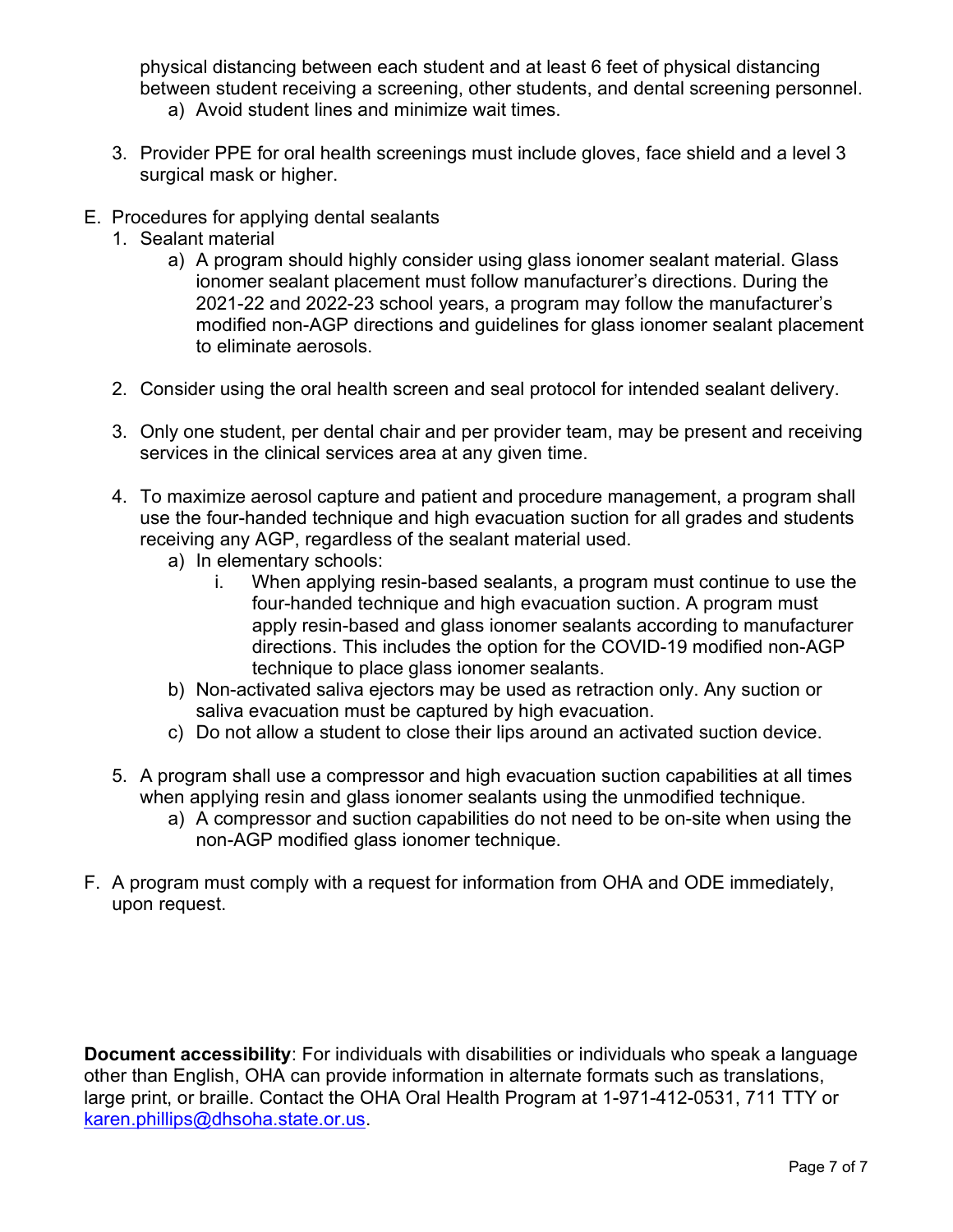physical distancing between each student and at least 6 feet of physical distancing between student receiving a screening, other students, and dental screening personnel.

   a) Avoid student lines and minimize wait times.

3. Provider PPE for oral health screenings must include gloves, face shield and a level 3 surgical mask or higher.

E. Procedures for applying dental sealants

   1. Sealant material
      a) A program should highly consider using glass ionomer sealant material. Glass ionomer sealant placement must follow manufacturer's directions. During the 2021-22 and 2022-23 school years, a program may follow the manufacturer's modified non-AGP directions and guidelines for glass ionomer sealant placement to eliminate aerosols.

   2. Consider using the oral health screen and seal protocol for intended sealant delivery.

   3. Only one student, per dental chair and per provider team, may be present and receiving services in the clinical services area at any given time.

   4. To maximize aerosol capture and patient and procedure management, a program shall use the four-handed technique and high evacuation suction for all grades and students receiving any AGP, regardless of the sealant material used.
      a) In elementary schools:
         i. When applying resin-based sealants, a program must continue to use the four-handed technique and high evacuation suction. A program must apply resin-based and glass ionomer sealants according to manufacturer directions. This includes the option for the COVID-19 modified non-AGP technique to place glass ionomer sealants.
      b) Non-activated saliva ejectors may be used as retraction only. Any suction or saliva evacuation must be captured by high evacuation.
      c) Do not allow a student to close their lips around an activated suction device.

   5. A program shall use a compressor and high evacuation suction capabilities at all times when applying resin and glass ionomer sealants using the unmodified technique.
      a) A compressor and suction capabilities do not need to be on-site when using the non-AGP modified glass ionomer technique.

F. A program must comply with a request for information from OHA and ODE immediately, upon request.

**Document accessibility**: For individuals with disabilities or individuals who speak a language other than English, OHA can provide information in alternate formats such as translations, large print, or braille. Contact the OHA Oral Health Program at 1-971-412-0531, 711 TTY or [karen.phillips@dhsoha.state.or.us](mailto:karen.phillips@dhsoha.state.or.us).